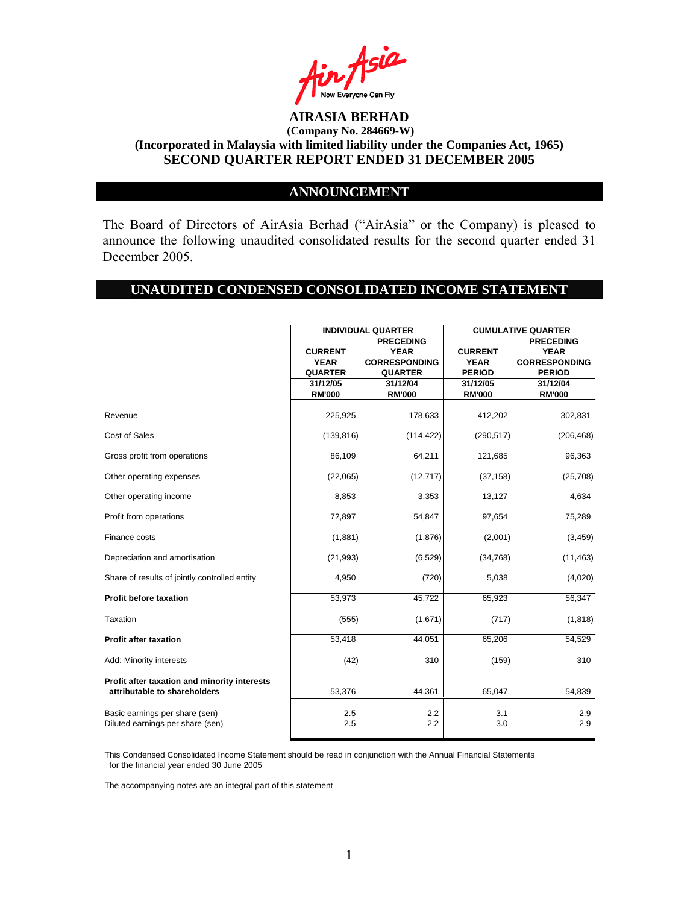# AIRASIA BERHAD

**(Company No. 284669-W)**

**(Incorporated in Malaysia with limited liability under the Companies Act, 1965)**

**SECOND QUARTER REPORT ENDED 31 DECEMBER 2005**

## ANNOUNCEMENT

The Board of Directors of AirAsia Berhad ("AirAsia" or the Company) is pleased to announce the following unaudited consolidated results for the second quarter ended 31 December 2005.

## UNAUDITED CONDENSED CONSOLIDATED INCOME STATEMENT

| | INDIVIDUAL QUARTER | | CUMULATIVE QUARTER | |
|---|---|---|---|---|
| | CURRENT YEAR QUARTER | PRECEDING YEAR CORRESPONDING QUARTER | CURRENT YEAR PERIOD | PRECEDING YEAR CORRESPONDING PERIOD |
| | 31/12/05 RM'000 | 31/12/04 RM'000 | 31/12/05 RM'000 | 31/12/04 RM'000 |
| Revenue | 225,925 | 178,633 | 412,202 | 302,831 |
| Cost of Sales | (139,816) | (114,422) | (290,517) | (206,468) |
| Gross profit from operations | 86,109 | 64,211 | 121,685 | 96,363 |
| Other operating expenses | (22,065) | (12,717) | (37,158) | (25,708) |
| Other operating income | 8,853 | 3,353 | 13,127 | 4,634 |
| Profit from operations | 72,897 | 54,847 | 97,654 | 75,289 |
| Finance costs | (1,881) | (1,876) | (2,001) | (3,459) |
| Depreciation and amortisation | (21,993) | (6,529) | (34,768) | (11,463) |
| Share of results of jointly controlled entity | 4,950 | (720) | 5,038 | (4,020) |
| **Profit before taxation** | 53,973 | 45,722 | 65,923 | 56,347 |
| Taxation | (555) | (1,671) | (717) | (1,818) |
| **Profit after taxation** | 53,418 | 44,051 | 65,206 | 54,529 |
| Add: Minority interests | (42) | 310 | (159) | 310 |
| **Profit after taxation and minority interests attributable to shareholders** | 53,376 | 44,361 | 65,047 | 54,839 |
| Basic earnings per share (sen) | 2.5 | 2.2 | 3.1 | 2.9 |
| Diluted earnings per share (sen) | 2.5 | 2.2 | 3.0 | 2.9 |

This Condensed Consolidated Income Statement should be read in conjunction with the Annual Financial Statements for the financial year ended 30 June 2005

The accompanying notes are an integral part of this statement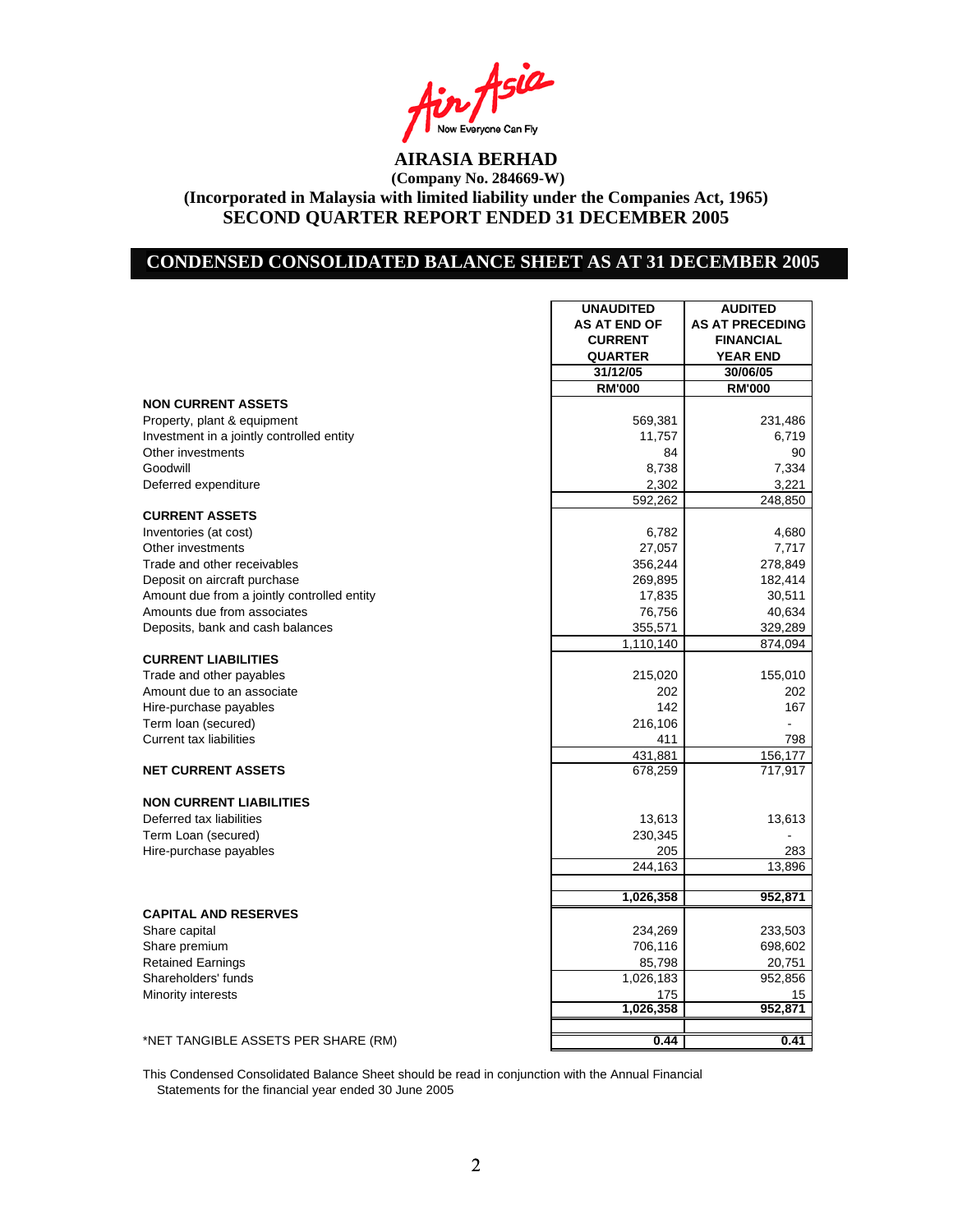# AIRASIA BERHAD

**(Company No. 284669-W)**

**(Incorporated in Malaysia with limited liability under the Companies Act, 1965)**

**SECOND QUARTER REPORT ENDED 31 DECEMBER 2005**

## CONDENSED CONSOLIDATED BALANCE SHEET AS AT 31 DECEMBER 2005

| | UNAUDITED AS AT END OF CURRENT QUARTER | AUDITED AS AT PRECEDING FINANCIAL YEAR END |
|---|---|---|
| | 31/12/05 | 30/06/05 |
| | RM'000 | RM'000 |
| **NON CURRENT ASSETS** | | |
| Property, plant & equipment | 569,381 | 231,486 |
| Investment in a jointly controlled entity | 11,757 | 6,719 |
| Other investments | 84 | 90 |
| Goodwill | 8,738 | 7,334 |
| Deferred expenditure | 2,302 | 3,221 |
| | 592,262 | 248,850 |
| **CURRENT ASSETS** | | |
| Inventories (at cost) | 6,782 | 4,680 |
| Other investments | 27,057 | 7,717 |
| Trade and other receivables | 356,244 | 278,849 |
| Deposit on aircraft purchase | 269,895 | 182,414 |
| Amount due from a jointly controlled entity | 17,835 | 30,511 |
| Amounts due from associates | 76,756 | 40,634 |
| Deposits, bank and cash balances | 355,571 | 329,289 |
| | 1,110,140 | 874,094 |
| **CURRENT LIABILITIES** | | |
| Trade and other payables | 215,020 | 155,010 |
| Amount due to an associate | 202 | 202 |
| Hire-purchase payables | 142 | 167 |
| Term loan (secured) | 216,106 | - |
| Current tax liabilities | 411 | 798 |
| | 431,881 | 156,177 |
| **NET CURRENT ASSETS** | 678,259 | 717,917 |
| **NON CURRENT LIABILITIES** | | |
| Deferred tax liabilities | 13,613 | 13,613 |
| Term Loan (secured) | 230,345 | - |
| Hire-purchase payables | 205 | 283 |
| | 244,163 | 13,896 |
| | **1,026,358** | **952,871** |
| **CAPITAL AND RESERVES** | | |
| Share capital | 234,269 | 233,503 |
| Share premium | 706,116 | 698,602 |
| Retained Earnings | 85,798 | 20,751 |
| Shareholders' funds | 1,026,183 | 952,856 |
| Minority interests | 175 | 15 |
| | **1,026,358** | **952,871** |
| *NET TANGIBLE ASSETS PER SHARE (RM) | **0.44** | **0.41** |

This Condensed Consolidated Balance Sheet should be read in conjunction with the Annual Financial Statements for the financial year ended 30 June 2005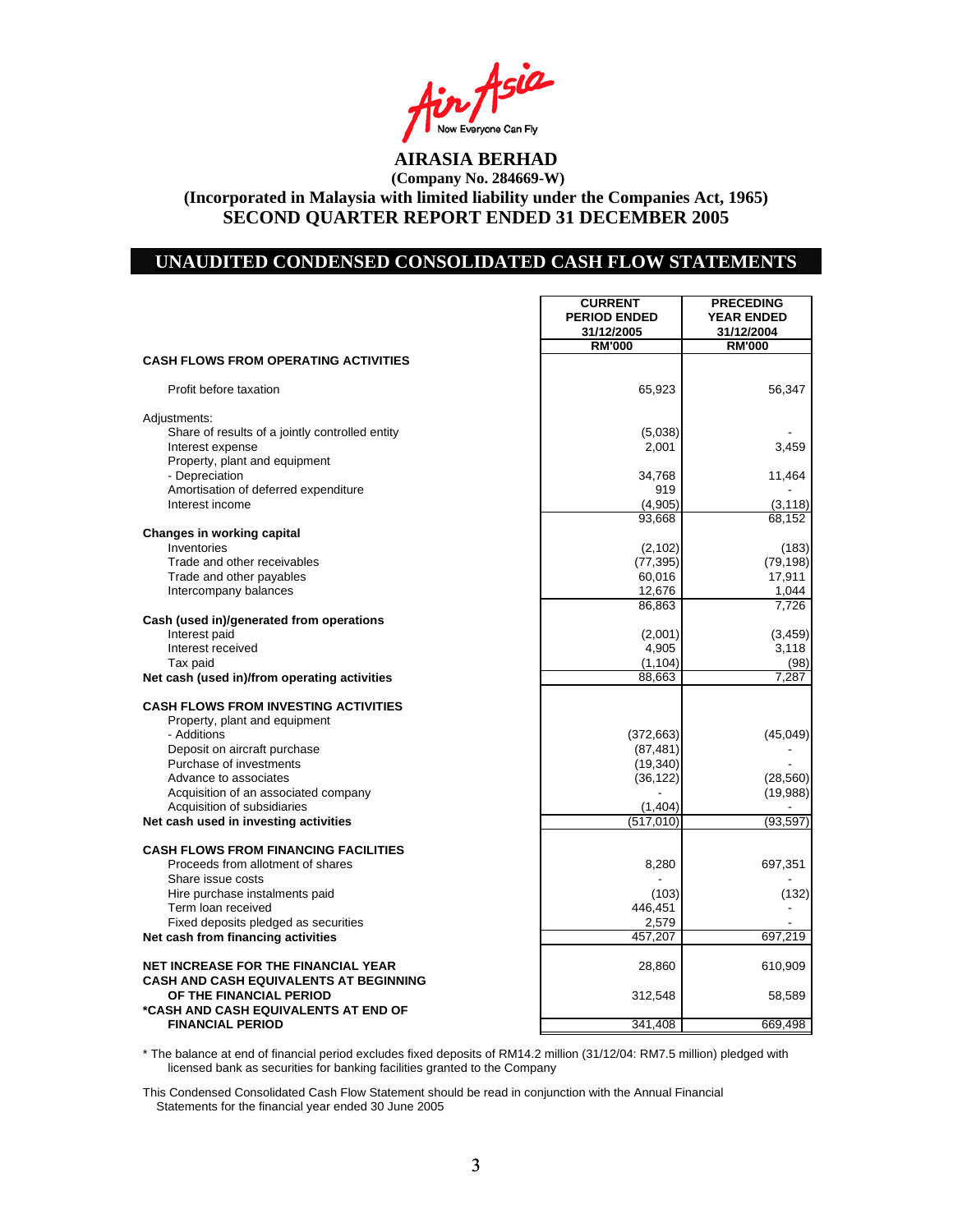# AIRASIA BERHAD

**(Company No. 284669-W)**

**(Incorporated in Malaysia with limited liability under the Companies Act, 1965)**

**SECOND QUARTER REPORT ENDED 31 DECEMBER 2005**

## UNAUDITED CONDENSED CONSOLIDATED CASH FLOW STATEMENTS

| | CURRENT PERIOD ENDED 31/12/2005 RM'000 | PRECEDING YEAR ENDED 31/12/2004 RM'000 |
|---|---|---|
| **CASH FLOWS FROM OPERATING ACTIVITIES** | | |
| Profit before taxation | 65,923 | 56,347 |
| Adjustments: | | |
| Share of results of a jointly controlled entity | (5,038) | - |
| Interest expense | 2,001 | 3,459 |
| Property, plant and equipment | | |
| - Depreciation | 34,768 | 11,464 |
| Amortisation of deferred expenditure | 919 | - |
| Interest income | (4,905) | (3,118) |
| | 93,668 | 68,152 |
| **Changes in working capital** | | |
| Inventories | (2,102) | (183) |
| Trade and other receivables | (77,395) | (79,198) |
| Trade and other payables | 60,016 | 17,911 |
| Intercompany balances | 12,676 | 1,044 |
| | 86,863 | 7,726 |
| **Cash (used in)/generated from operations** | | |
| Interest paid | (2,001) | (3,459) |
| Interest received | 4,905 | 3,118 |
| Tax paid | (1,104) | (98) |
| **Net cash (used in)/from operating activities** | 88,663 | 7,287 |
| **CASH FLOWS FROM INVESTING ACTIVITIES** | | |
| Property, plant and equipment | | |
| - Additions | (372,663) | (45,049) |
| Deposit on aircraft purchase | (87,481) | - |
| Purchase of investments | (19,340) | - |
| Advance to associates | (36,122) | (28,560) |
| Acquisition of an associated company | - | (19,988) |
| Acquisition of subsidiaries | (1,404) | - |
| **Net cash used in investing activities** | (517,010) | (93,597) |
| **CASH FLOWS FROM FINANCING FACILITIES** | | |
| Proceeds from allotment of shares | 8,280 | 697,351 |
| Share issue costs | - | - |
| Hire purchase instalments paid | (103) | (132) |
| Term loan received | 446,451 | - |
| Fixed deposits pledged as securities | 2,579 | - |
| **Net cash from financing activities** | 457,207 | 697,219 |
| **NET INCREASE FOR THE FINANCIAL YEAR** | 28,860 | 610,909 |
| **CASH AND CASH EQUIVALENTS AT BEGINNING OF THE FINANCIAL PERIOD** | 312,548 | 58,589 |
| **\*CASH AND CASH EQUIVALENTS AT END OF FINANCIAL PERIOD** | 341,408 | 669,498 |

\* The balance at end of financial period excludes fixed deposits of RM14.2 million (31/12/04: RM7.5 million) pledged with licensed bank as securities for banking facilities granted to the Company

This Condensed Consolidated Cash Flow Statement should be read in conjunction with the Annual Financial Statements for the financial year ended 30 June 2005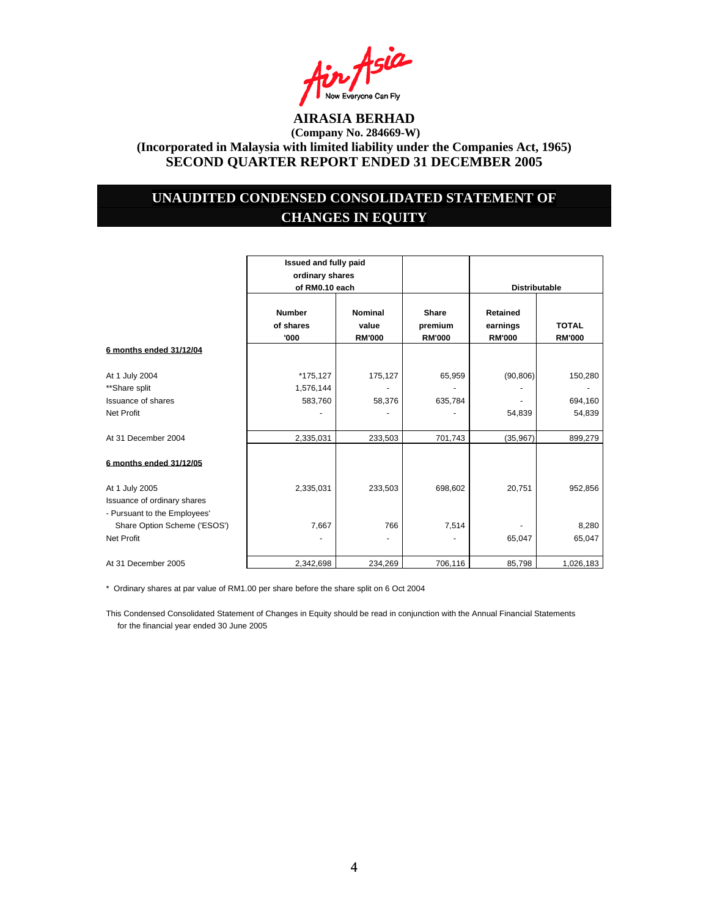**AIRASIA BERHAD**
**(Company No. 284669-W)**
**(Incorporated in Malaysia with limited liability under the Companies Act, 1965)**
**SECOND QUARTER REPORT ENDED 31 DECEMBER 2005**

## UNAUDITED CONDENSED CONSOLIDATED STATEMENT OF CHANGES IN EQUITY

| | Issued and fully paid ordinary shares of RM0.10 each | | | Distributable | |
|---|---|---|---|---|---|
| | **Number of shares '000** | **Nominal value RM'000** | **Share premium RM'000** | **Retained earnings RM'000** | **TOTAL RM'000** |
| **6 months ended 31/12/04** | | | | | |
| At 1 July 2004 | *175,127 | 175,127 | 65,959 | (90,806) | 150,280 |
| **Share split | 1,576,144 | - | - | - | - |
| Issuance of shares | 583,760 | 58,376 | 635,784 | - | 694,160 |
| Net Profit | - | - | - | 54,839 | 54,839 |
| At 31 December 2004 | 2,335,031 | 233,503 | 701,743 | (35,967) | 899,279 |
| **6 months ended 31/12/05** | | | | | |
| At 1 July 2005 | 2,335,031 | 233,503 | 698,602 | 20,751 | 952,856 |
| Issuance of ordinary shares | | | | | |
| - Pursuant to the Employees' Share Option Scheme ('ESOS') | 7,667 | 766 | 7,514 | - | 8,280 |
| Net Profit | - | - | - | 65,047 | 65,047 |
| At 31 December 2005 | 2,342,698 | 234,269 | 706,116 | 85,798 | 1,026,183 |

* Ordinary shares at par value of RM1.00 per share before the share split on 6 Oct 2004

This Condensed Consolidated Statement of Changes in Equity should be read in conjunction with the Annual Financial Statements for the financial year ended 30 June 2005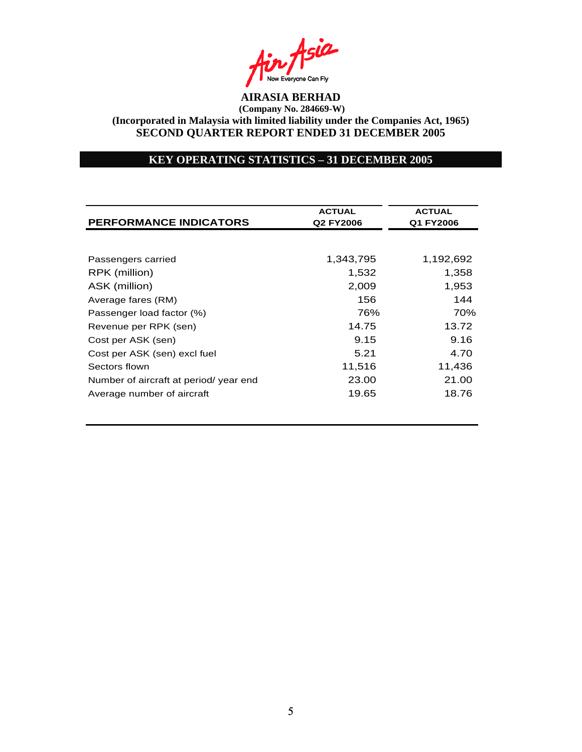**AIRASIA BERHAD**
**(Company No. 284669-W)**
**(Incorporated in Malaysia with limited liability under the Companies Act, 1965)**
**SECOND QUARTER REPORT ENDED 31 DECEMBER 2005**

## KEY OPERATING STATISTICS – 31 DECEMBER 2005

| PERFORMANCE INDICATORS | ACTUAL Q2 FY2006 | ACTUAL Q1 FY2006 |
|---|---|---|
| Passengers carried | 1,343,795 | 1,192,692 |
| RPK (million) | 1,532 | 1,358 |
| ASK (million) | 2,009 | 1,953 |
| Average fares (RM) | 156 | 144 |
| Passenger load factor (%) | 76% | 70% |
| Revenue per RPK (sen) | 14.75 | 13.72 |
| Cost per ASK (sen) | 9.15 | 9.16 |
| Cost per ASK (sen) excl fuel | 5.21 | 4.70 |
| Sectors flown | 11,516 | 11,436 |
| Number of aircraft at period/ year end | 23.00 | 21.00 |
| Average number of aircraft | 19.65 | 18.76 |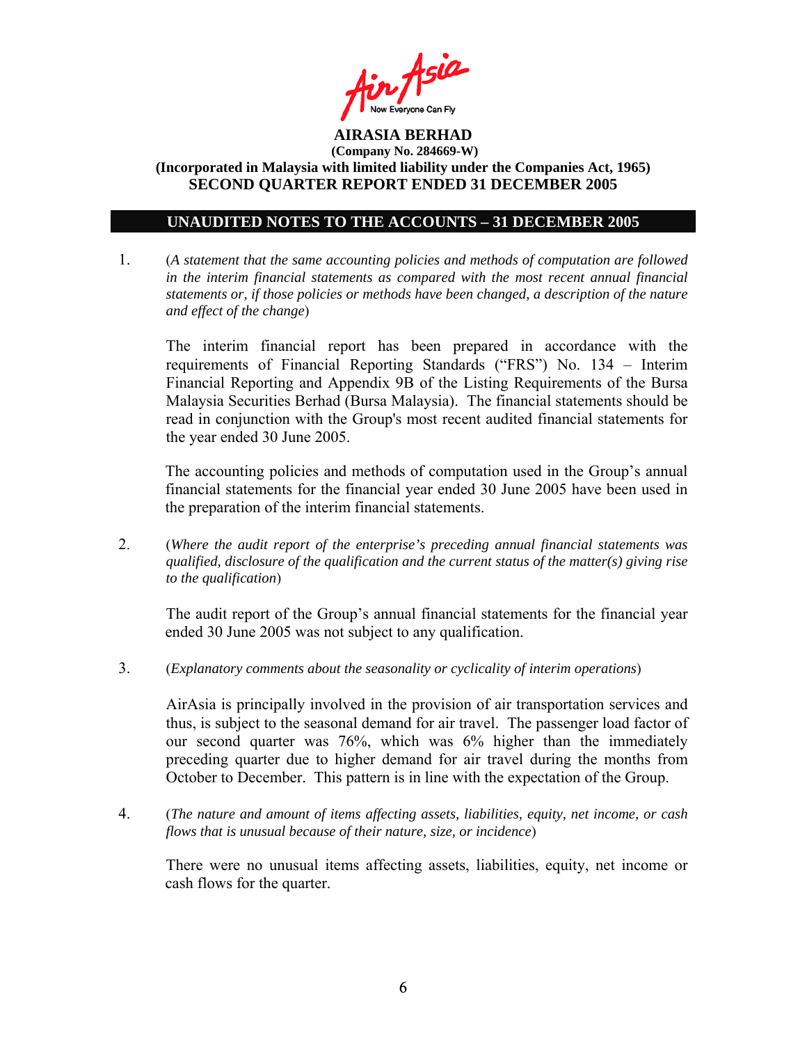**AIRASIA BERHAD**
**(Company No. 284669-W)**
**(Incorporated in Malaysia with limited liability under the Companies Act, 1965)**
**SECOND QUARTER REPORT ENDED 31 DECEMBER 2005**

## UNAUDITED NOTES TO THE ACCOUNTS – 31 DECEMBER 2005

1. (*A statement that the same accounting policies and methods of computation are followed in the interim financial statements as compared with the most recent annual financial statements or, if those policies or methods have been changed, a description of the nature and effect of the change*)

   The interim financial report has been prepared in accordance with the requirements of Financial Reporting Standards ("FRS") No. 134 – Interim Financial Reporting and Appendix 9B of the Listing Requirements of the Bursa Malaysia Securities Berhad (Bursa Malaysia). The financial statements should be read in conjunction with the Group's most recent audited financial statements for the year ended 30 June 2005.

   The accounting policies and methods of computation used in the Group's annual financial statements for the financial year ended 30 June 2005 have been used in the preparation of the interim financial statements.

2. (*Where the audit report of the enterprise's preceding annual financial statements was qualified, disclosure of the qualification and the current status of the matter(s) giving rise to the qualification*)

   The audit report of the Group's annual financial statements for the financial year ended 30 June 2005 was not subject to any qualification.

3. (*Explanatory comments about the seasonality or cyclicality of interim operations*)

   AirAsia is principally involved in the provision of air transportation services and thus, is subject to the seasonal demand for air travel. The passenger load factor of our second quarter was 76%, which was 6% higher than the immediately preceding quarter due to higher demand for air travel during the months from October to December. This pattern is in line with the expectation of the Group.

4. (*The nature and amount of items affecting assets, liabilities, equity, net income, or cash flows that is unusual because of their nature, size, or incidence*)

   There were no unusual items affecting assets, liabilities, equity, net income or cash flows for the quarter.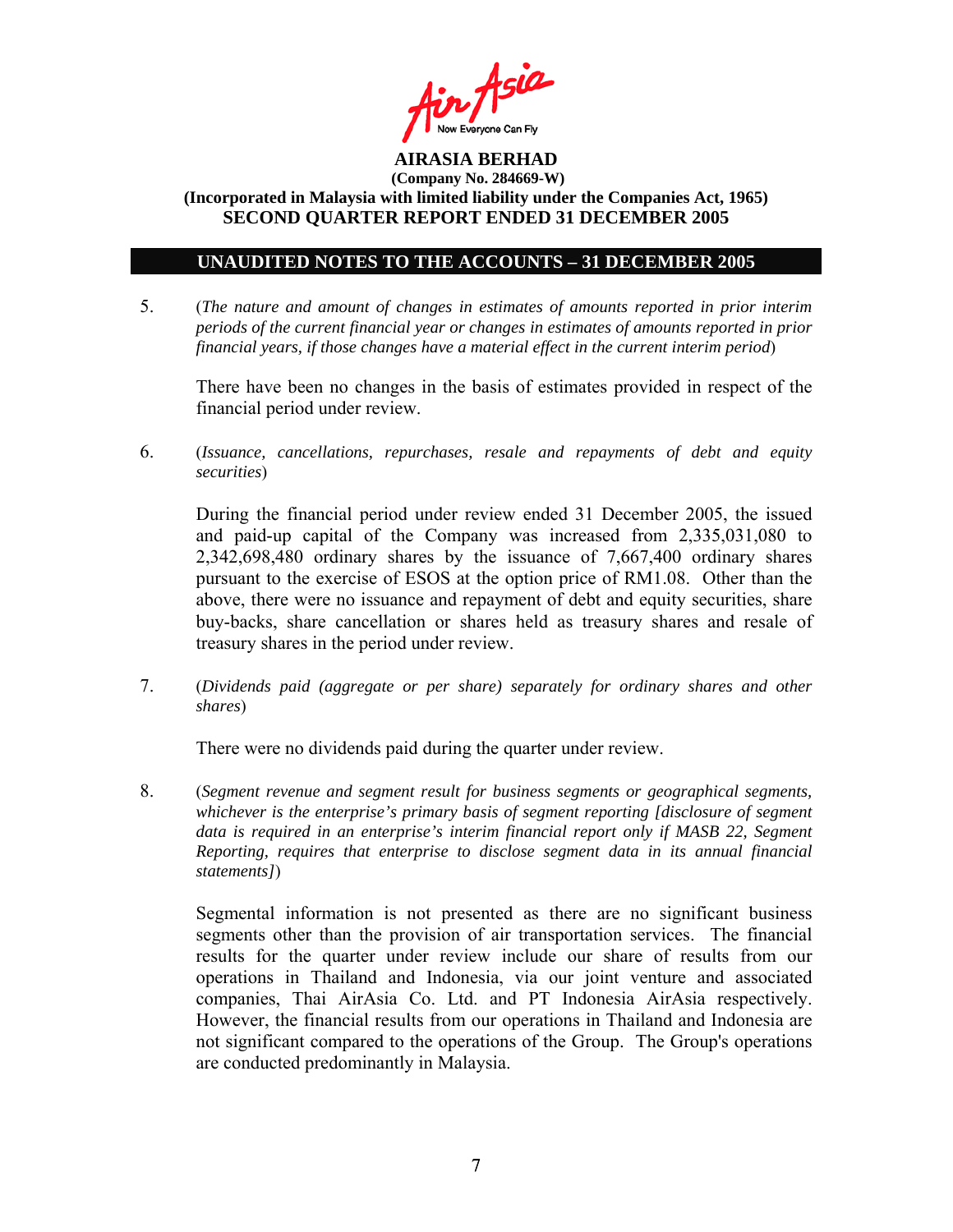**AIRASIA BERHAD**
**(Company No. 284669-W)**
**(Incorporated in Malaysia with limited liability under the Companies Act, 1965)**
**SECOND QUARTER REPORT ENDED 31 DECEMBER 2005**

## UNAUDITED NOTES TO THE ACCOUNTS – 31 DECEMBER 2005

5. (*The nature and amount of changes in estimates of amounts reported in prior interim periods of the current financial year or changes in estimates of amounts reported in prior financial years, if those changes have a material effect in the current interim period*)

   There have been no changes in the basis of estimates provided in respect of the financial period under review.

6. (*Issuance, cancellations, repurchases, resale and repayments of debt and equity securities*)

   During the financial period under review ended 31 December 2005, the issued and paid-up capital of the Company was increased from 2,335,031,080 to 2,342,698,480 ordinary shares by the issuance of 7,667,400 ordinary shares pursuant to the exercise of ESOS at the option price of RM1.08. Other than the above, there were no issuance and repayment of debt and equity securities, share buy-backs, share cancellation or shares held as treasury shares and resale of treasury shares in the period under review.

7. (*Dividends paid (aggregate or per share) separately for ordinary shares and other shares*)

   There were no dividends paid during the quarter under review.

8. (*Segment revenue and segment result for business segments or geographical segments, whichever is the enterprise's primary basis of segment reporting [disclosure of segment data is required in an enterprise's interim financial report only if MASB 22, Segment Reporting, requires that enterprise to disclose segment data in its annual financial statements]*)

   Segmental information is not presented as there are no significant business segments other than the provision of air transportation services. The financial results for the quarter under review include our share of results from our operations in Thailand and Indonesia, via our joint venture and associated companies, Thai AirAsia Co. Ltd. and PT Indonesia AirAsia respectively. However, the financial results from our operations in Thailand and Indonesia are not significant compared to the operations of the Group. The Group's operations are conducted predominantly in Malaysia.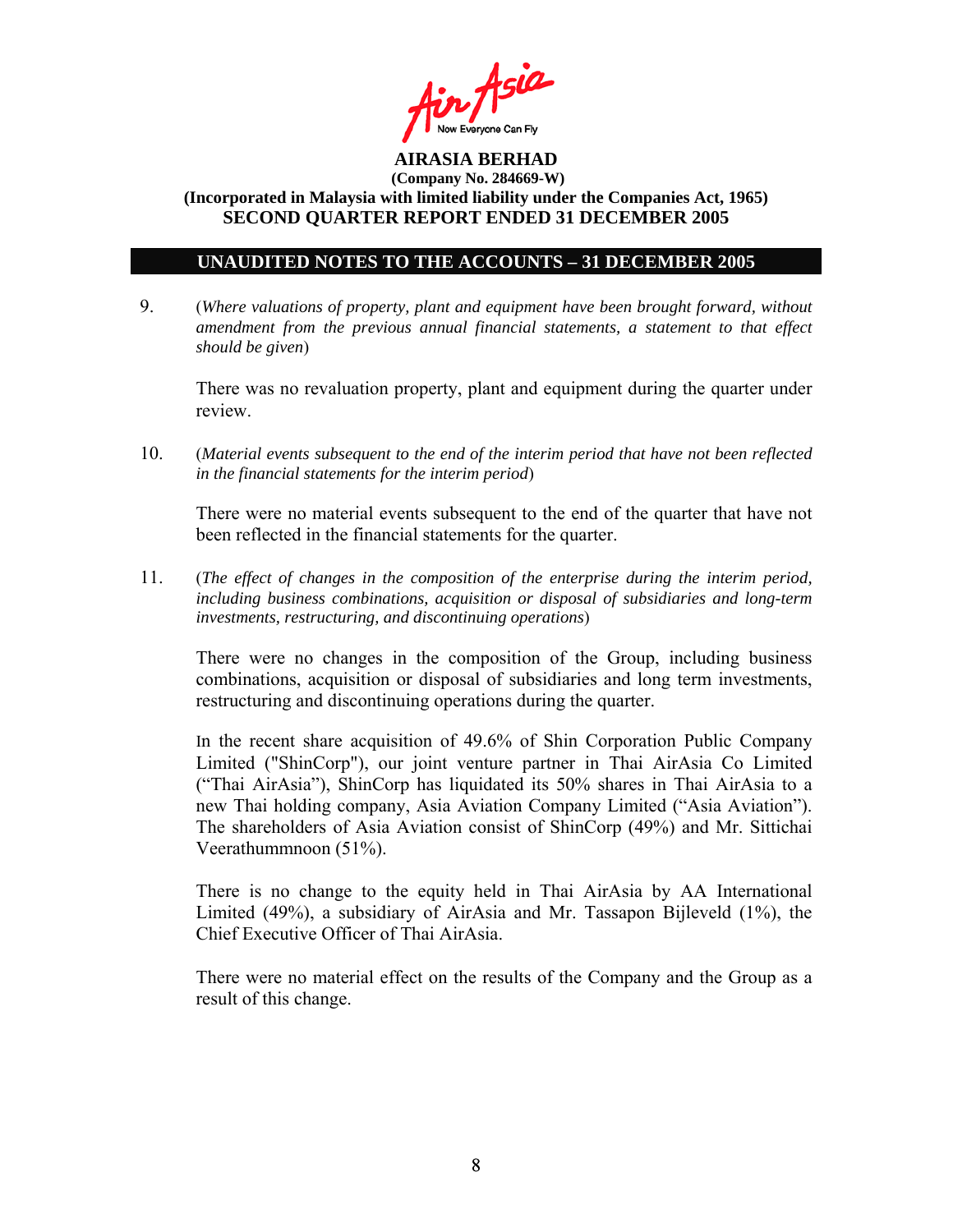**AIRASIA BERHAD**
**(Company No. 284669-W)**
**(Incorporated in Malaysia with limited liability under the Companies Act, 1965)**
**SECOND QUARTER REPORT ENDED 31 DECEMBER 2005**

**UNAUDITED NOTES TO THE ACCOUNTS – 31 DECEMBER 2005**

9. (*Where valuations of property, plant and equipment have been brought forward, without amendment from the previous annual financial statements, a statement to that effect should be given*)

   There was no revaluation property, plant and equipment during the quarter under review.

10. (*Material events subsequent to the end of the interim period that have not been reflected in the financial statements for the interim period*)

    There were no material events subsequent to the end of the quarter that have not been reflected in the financial statements for the quarter.

11. (*The effect of changes in the composition of the enterprise during the interim period, including business combinations, acquisition or disposal of subsidiaries and long-term investments, restructuring, and discontinuing operations*)

    There were no changes in the composition of the Group, including business combinations, acquisition or disposal of subsidiaries and long term investments, restructuring and discontinuing operations during the quarter.

    In the recent share acquisition of 49.6% of Shin Corporation Public Company Limited ("ShinCorp"), our joint venture partner in Thai AirAsia Co Limited ("Thai AirAsia"), ShinCorp has liquidated its 50% shares in Thai AirAsia to a new Thai holding company, Asia Aviation Company Limited ("Asia Aviation"). The shareholders of Asia Aviation consist of ShinCorp (49%) and Mr. Sittichai Veerathummnoon (51%).

    There is no change to the equity held in Thai AirAsia by AA International Limited (49%), a subsidiary of AirAsia and Mr. Tassapon Bijleveld (1%), the Chief Executive Officer of Thai AirAsia.

    There were no material effect on the results of the Company and the Group as a result of this change.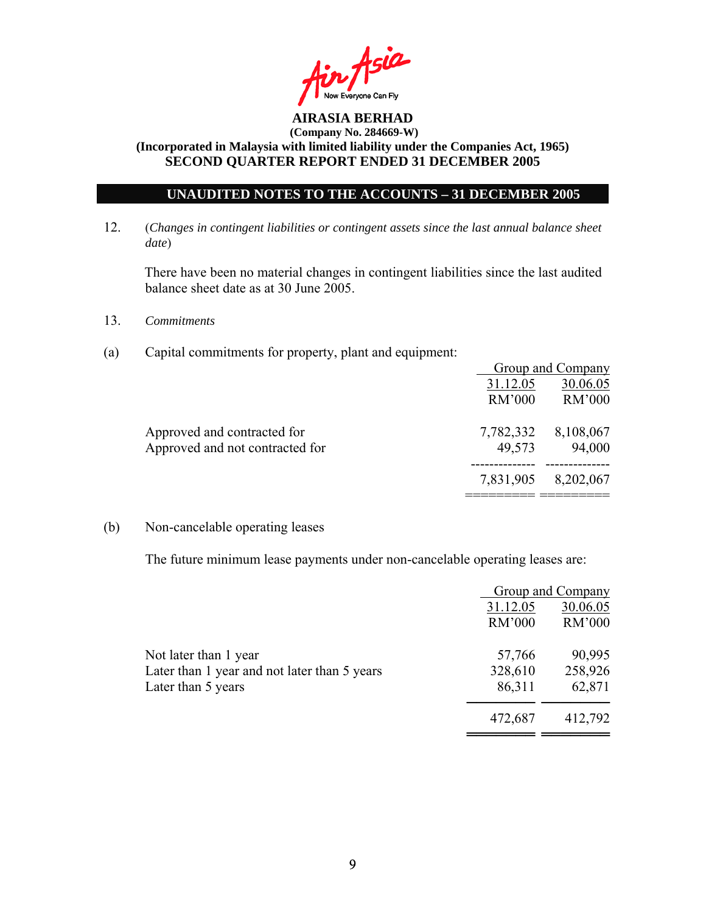**AIRASIA BERHAD**
**(Company No. 284669-W)**
**(Incorporated in Malaysia with limited liability under the Companies Act, 1965)**
**SECOND QUARTER REPORT ENDED 31 DECEMBER 2005**

**UNAUDITED NOTES TO THE ACCOUNTS – 31 DECEMBER 2005**

12. (*Changes in contingent liabilities or contingent assets since the last annual balance sheet date*)

There have been no material changes in contingent liabilities since the last audited balance sheet date as at 30 June 2005.

13. *Commitments*

(a) Capital commitments for property, plant and equipment:

| | Group and Company | |
|---|---|---|
| | 31.12.05 | 30.06.05 |
| | RM'000 | RM'000 |
| Approved and contracted for | 7,782,332 | 8,108,067 |
| Approved and not contracted for | 49,573 | 94,000 |
| | 7,831,905 | 8,202,067 |

(b) Non-cancelable operating leases

The future minimum lease payments under non-cancelable operating leases are:

| | Group and Company | |
|---|---|---|
| | 31.12.05 | 30.06.05 |
| | RM'000 | RM'000 |
| Not later than 1 year | 57,766 | 90,995 |
| Later than 1 year and not later than 5 years | 328,610 | 258,926 |
| Later than 5 years | 86,311 | 62,871 |
| | 472,687 | 412,792 |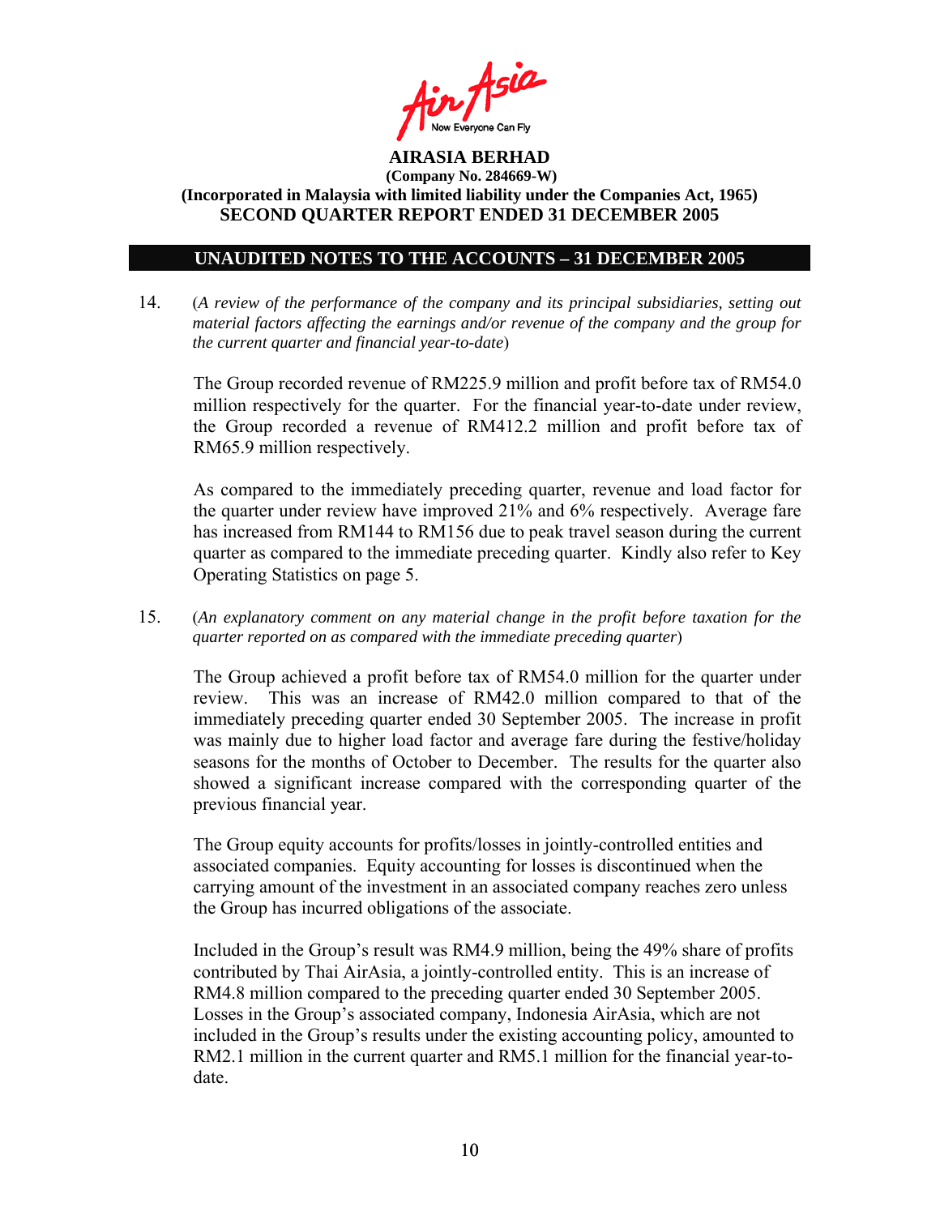**AIRASIA BERHAD**
**(Company No. 284669-W)**
**(Incorporated in Malaysia with limited liability under the Companies Act, 1965)**
**SECOND QUARTER REPORT ENDED 31 DECEMBER 2005**

## UNAUDITED NOTES TO THE ACCOUNTS – 31 DECEMBER 2005

14. (*A review of the performance of the company and its principal subsidiaries, setting out material factors affecting the earnings and/or revenue of the company and the group for the current quarter and financial year-to-date*)

    The Group recorded revenue of RM225.9 million and profit before tax of RM54.0 million respectively for the quarter. For the financial year-to-date under review, the Group recorded a revenue of RM412.2 million and profit before tax of RM65.9 million respectively.

    As compared to the immediately preceding quarter, revenue and load factor for the quarter under review have improved 21% and 6% respectively. Average fare has increased from RM144 to RM156 due to peak travel season during the current quarter as compared to the immediate preceding quarter. Kindly also refer to Key Operating Statistics on page 5.

15. (*An explanatory comment on any material change in the profit before taxation for the quarter reported on as compared with the immediate preceding quarter*)

    The Group achieved a profit before tax of RM54.0 million for the quarter under review. This was an increase of RM42.0 million compared to that of the immediately preceding quarter ended 30 September 2005. The increase in profit was mainly due to higher load factor and average fare during the festive/holiday seasons for the months of October to December. The results for the quarter also showed a significant increase compared with the corresponding quarter of the previous financial year.

    The Group equity accounts for profits/losses in jointly-controlled entities and associated companies. Equity accounting for losses is discontinued when the carrying amount of the investment in an associated company reaches zero unless the Group has incurred obligations of the associate.

    Included in the Group's result was RM4.9 million, being the 49% share of profits contributed by Thai AirAsia, a jointly-controlled entity. This is an increase of RM4.8 million compared to the preceding quarter ended 30 September 2005. Losses in the Group's associated company, Indonesia AirAsia, which are not included in the Group's results under the existing accounting policy, amounted to RM2.1 million in the current quarter and RM5.1 million for the financial year-to-date.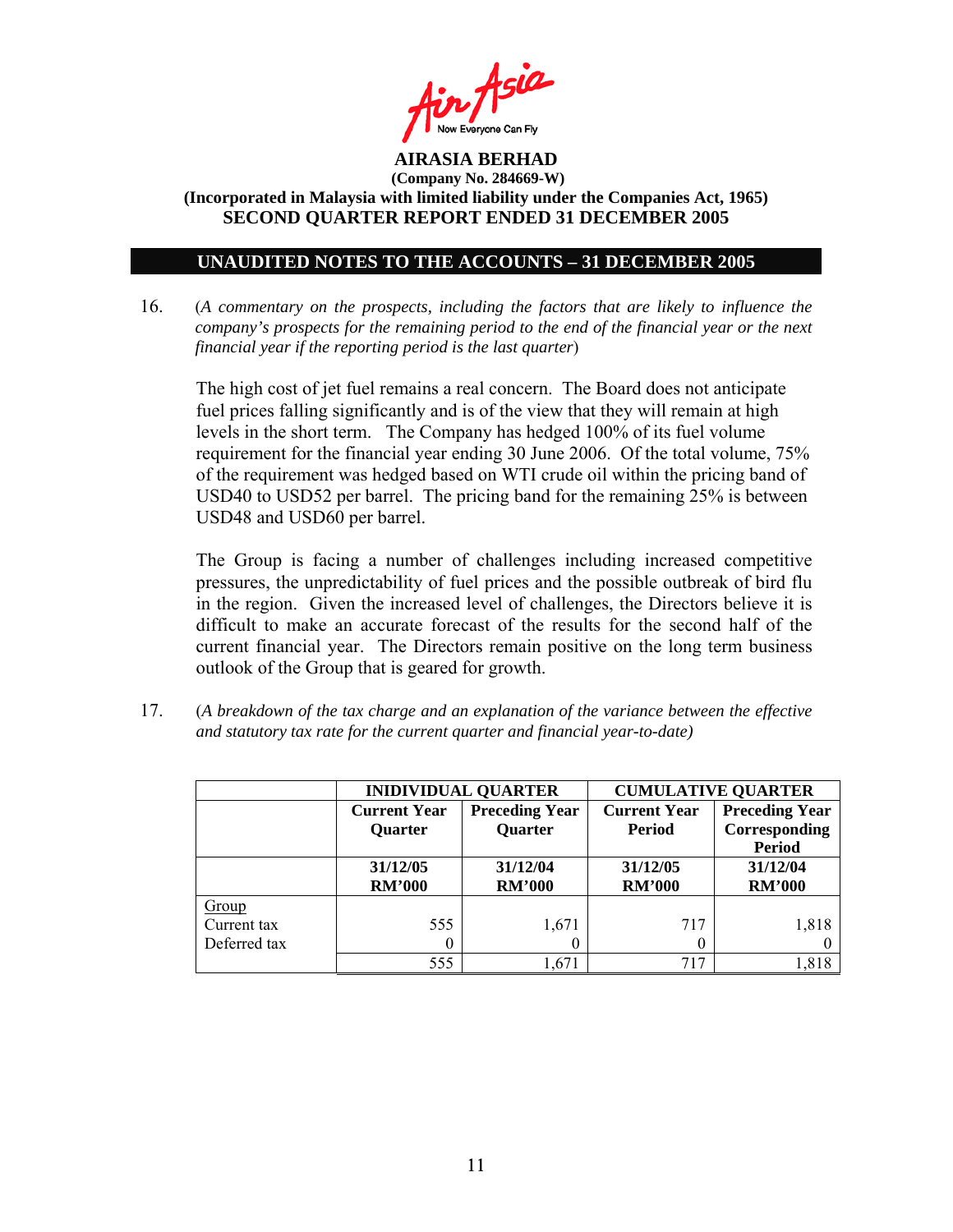**AIRASIA BERHAD**
**(Company No. 284669-W)**
**(Incorporated in Malaysia with limited liability under the Companies Act, 1965)**
**SECOND QUARTER REPORT ENDED 31 DECEMBER 2005**

## UNAUDITED NOTES TO THE ACCOUNTS – 31 DECEMBER 2005

16. (*A commentary on the prospects, including the factors that are likely to influence the company's prospects for the remaining period to the end of the financial year or the next financial year if the reporting period is the last quarter*)

The high cost of jet fuel remains a real concern. The Board does not anticipate fuel prices falling significantly and is of the view that they will remain at high levels in the short term. The Company has hedged 100% of its fuel volume requirement for the financial year ending 30 June 2006. Of the total volume, 75% of the requirement was hedged based on WTI crude oil within the pricing band of USD40 to USD52 per barrel. The pricing band for the remaining 25% is between USD48 and USD60 per barrel.

The Group is facing a number of challenges including increased competitive pressures, the unpredictability of fuel prices and the possible outbreak of bird flu in the region. Given the increased level of challenges, the Directors believe it is difficult to make an accurate forecast of the results for the second half of the current financial year. The Directors remain positive on the long term business outlook of the Group that is geared for growth.

17. (*A breakdown of the tax charge and an explanation of the variance between the effective and statutory tax rate for the current quarter and financial year-to-date)*

| | INIDIVIDUAL QUARTER | | CUMULATIVE QUARTER | |
|---|---|---|---|---|
| | Current Year Quarter | Preceding Year Quarter | Current Year Period | Preceding Year Corresponding Period |
| | 31/12/05 RM'000 | 31/12/04 RM'000 | 31/12/05 RM'000 | 31/12/04 RM'000 |
| Group | | | | |
| Current tax | 555 | 1,671 | 717 | 1,818 |
| Deferred tax | 0 | 0 | 0 | 0 |
| | 555 | 1,671 | 717 | 1,818 |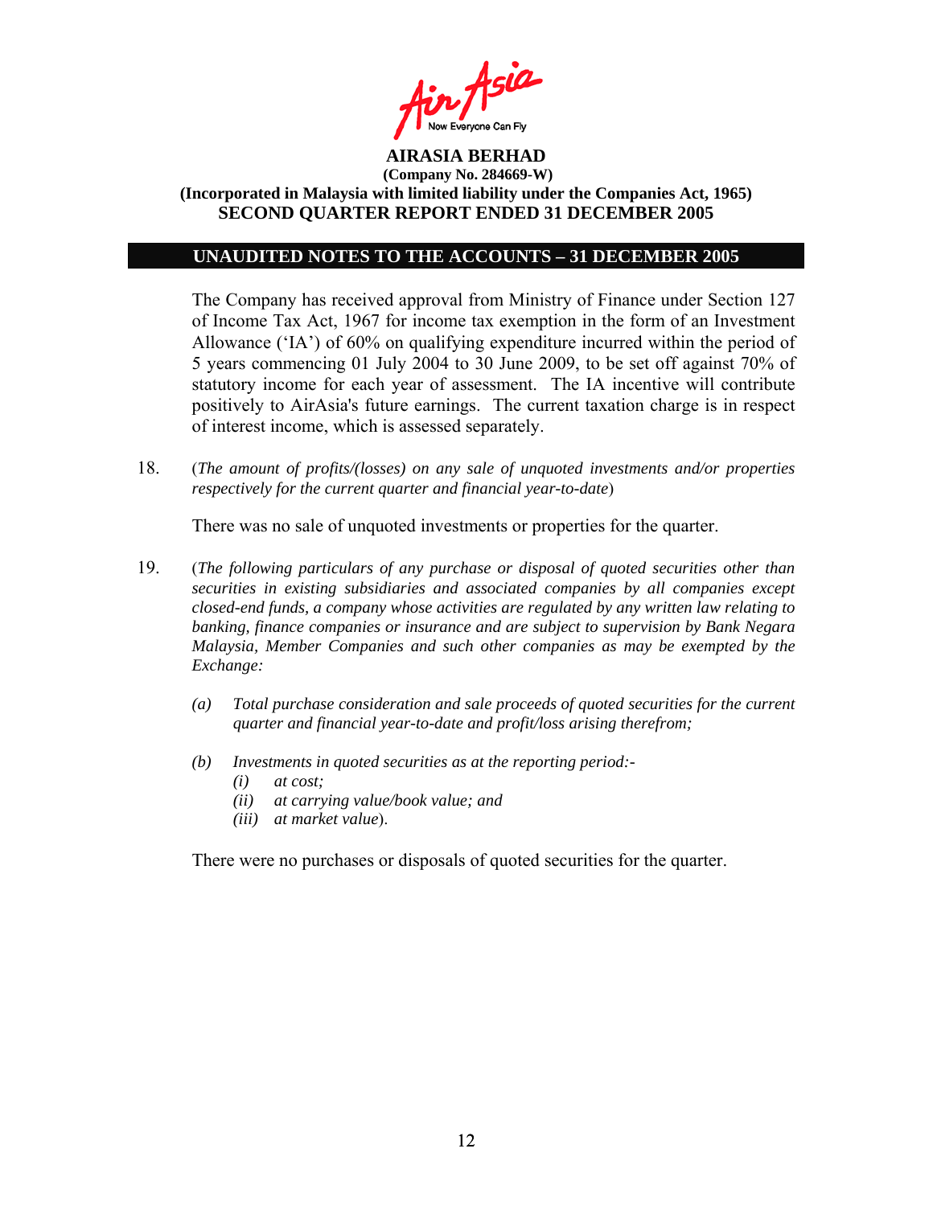**AIRASIA BERHAD**
**(Company No. 284669-W)**
**(Incorporated in Malaysia with limited liability under the Companies Act, 1965)**
**SECOND QUARTER REPORT ENDED 31 DECEMBER 2005**

## UNAUDITED NOTES TO THE ACCOUNTS – 31 DECEMBER 2005

The Company has received approval from Ministry of Finance under Section 127 of Income Tax Act, 1967 for income tax exemption in the form of an Investment Allowance ('IA') of 60% on qualifying expenditure incurred within the period of 5 years commencing 01 July 2004 to 30 June 2009, to be set off against 70% of statutory income for each year of assessment. The IA incentive will contribute positively to AirAsia's future earnings. The current taxation charge is in respect of interest income, which is assessed separately.

18. (*The amount of profits/(losses) on any sale of unquoted investments and/or properties respectively for the current quarter and financial year-to-date*)

    There was no sale of unquoted investments or properties for the quarter.

19. (*The following particulars of any purchase or disposal of quoted securities other than securities in existing subsidiaries and associated companies by all companies except closed-end funds, a company whose activities are regulated by any written law relating to banking, finance companies or insurance and are subject to supervision by Bank Negara Malaysia, Member Companies and such other companies as may be exempted by the Exchange:*

    *(a) Total purchase consideration and sale proceeds of quoted securities for the current quarter and financial year-to-date and profit/loss arising therefrom;*

    *(b) Investments in quoted securities as at the reporting period:-*
    *(i) at cost;*
    *(ii) at carrying value/book value; and*
    *(iii) at market value*).

    There were no purchases or disposals of quoted securities for the quarter.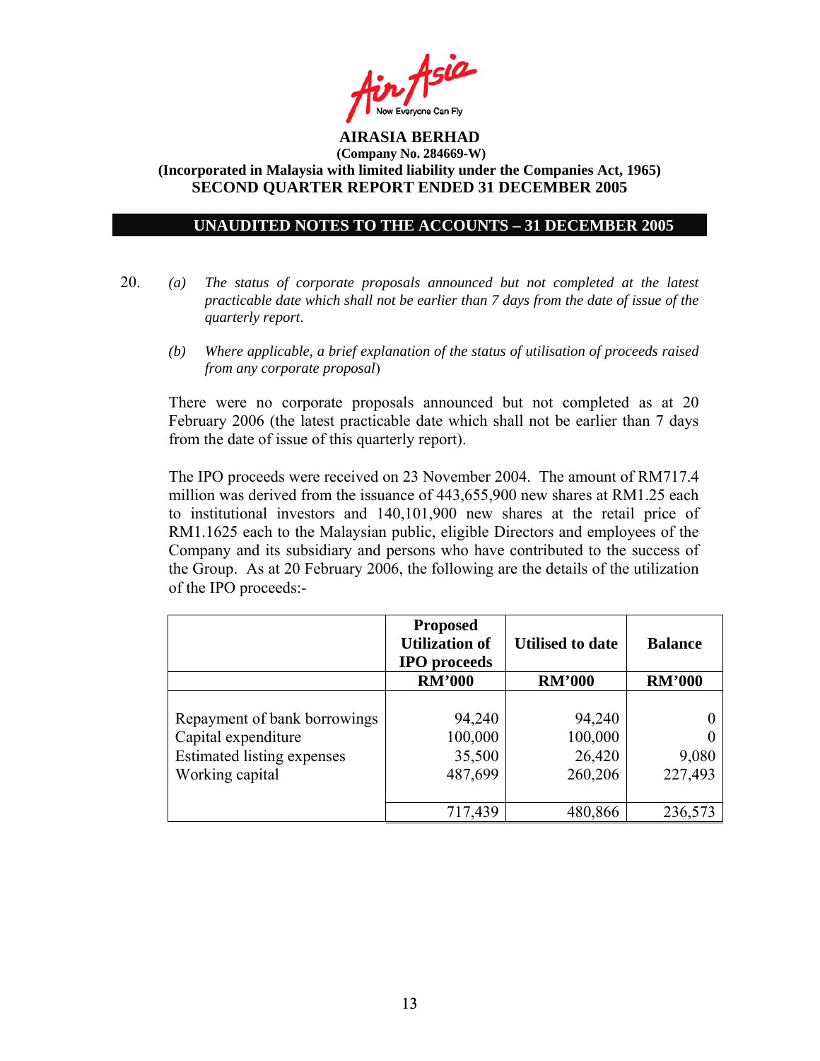**AIRASIA BERHAD**
**(Company No. 284669-W)**
**(Incorporated in Malaysia with limited liability under the Companies Act, 1965)**
**SECOND QUARTER REPORT ENDED 31 DECEMBER 2005**

**UNAUDITED NOTES TO THE ACCOUNTS – 31 DECEMBER 2005**

20. *(a) The status of corporate proposals announced but not completed at the latest practicable date which shall not be earlier than 7 days from the date of issue of the quarterly report.*

*(b) Where applicable, a brief explanation of the status of utilisation of proceeds raised from any corporate proposal*)

There were no corporate proposals announced but not completed as at 20 February 2006 (the latest practicable date which shall not be earlier than 7 days from the date of issue of this quarterly report).

The IPO proceeds were received on 23 November 2004. The amount of RM717.4 million was derived from the issuance of 443,655,900 new shares at RM1.25 each to institutional investors and 140,101,900 new shares at the retail price of RM1.1625 each to the Malaysian public, eligible Directors and employees of the Company and its subsidiary and persons who have contributed to the success of the Group. As at 20 February 2006, the following are the details of the utilization of the IPO proceeds:-

| | Proposed Utilization of IPO proceeds | Utilised to date | Balance |
|---|---|---|---|
| | RM'000 | RM'000 | RM'000 |
| Repayment of bank borrowings | 94,240 | 94,240 | 0 |
| Capital expenditure | 100,000 | 100,000 | 0 |
| Estimated listing expenses | 35,500 | 26,420 | 9,080 |
| Working capital | 487,699 | 260,206 | 227,493 |
| | 717,439 | 480,866 | 236,573 |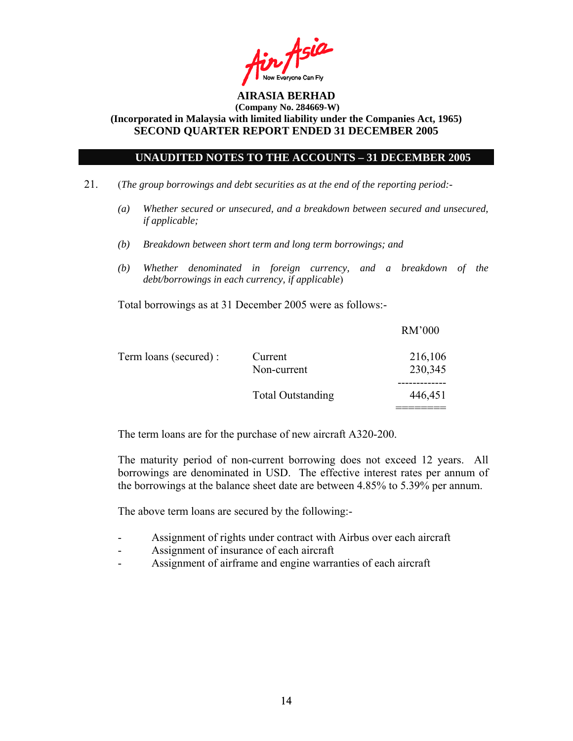**AIRASIA BERHAD**
**(Company No. 284669-W)**
**(Incorporated in Malaysia with limited liability under the Companies Act, 1965)**
**SECOND QUARTER REPORT ENDED 31 DECEMBER 2005**

## UNAUDITED NOTES TO THE ACCOUNTS – 31 DECEMBER 2005

21. (*The group borrowings and debt securities as at the end of the reporting period:-*

    *(a) Whether secured or unsecured, and a breakdown between secured and unsecured, if applicable;*

    *(b) Breakdown between short term and long term borrowings; and*

    *(b) Whether denominated in foreign currency, and a breakdown of the debt/borrowings in each currency, if applicable*)

    Total borrowings as at 31 December 2005 were as follows:-

| | | RM'000 |
|---|---|---|
| Term loans (secured) : | Current | 216,106 |
| | Non-current | 230,345 |
| | Total Outstanding | 446,451 |

    The term loans are for the purchase of new aircraft A320-200.

    The maturity period of non-current borrowing does not exceed 12 years. All borrowings are denominated in USD. The effective interest rates per annum of the borrowings at the balance sheet date are between 4.85% to 5.39% per annum.

    The above term loans are secured by the following:-

    - Assignment of rights under contract with Airbus over each aircraft
    - Assignment of insurance of each aircraft
    - Assignment of airframe and engine warranties of each aircraft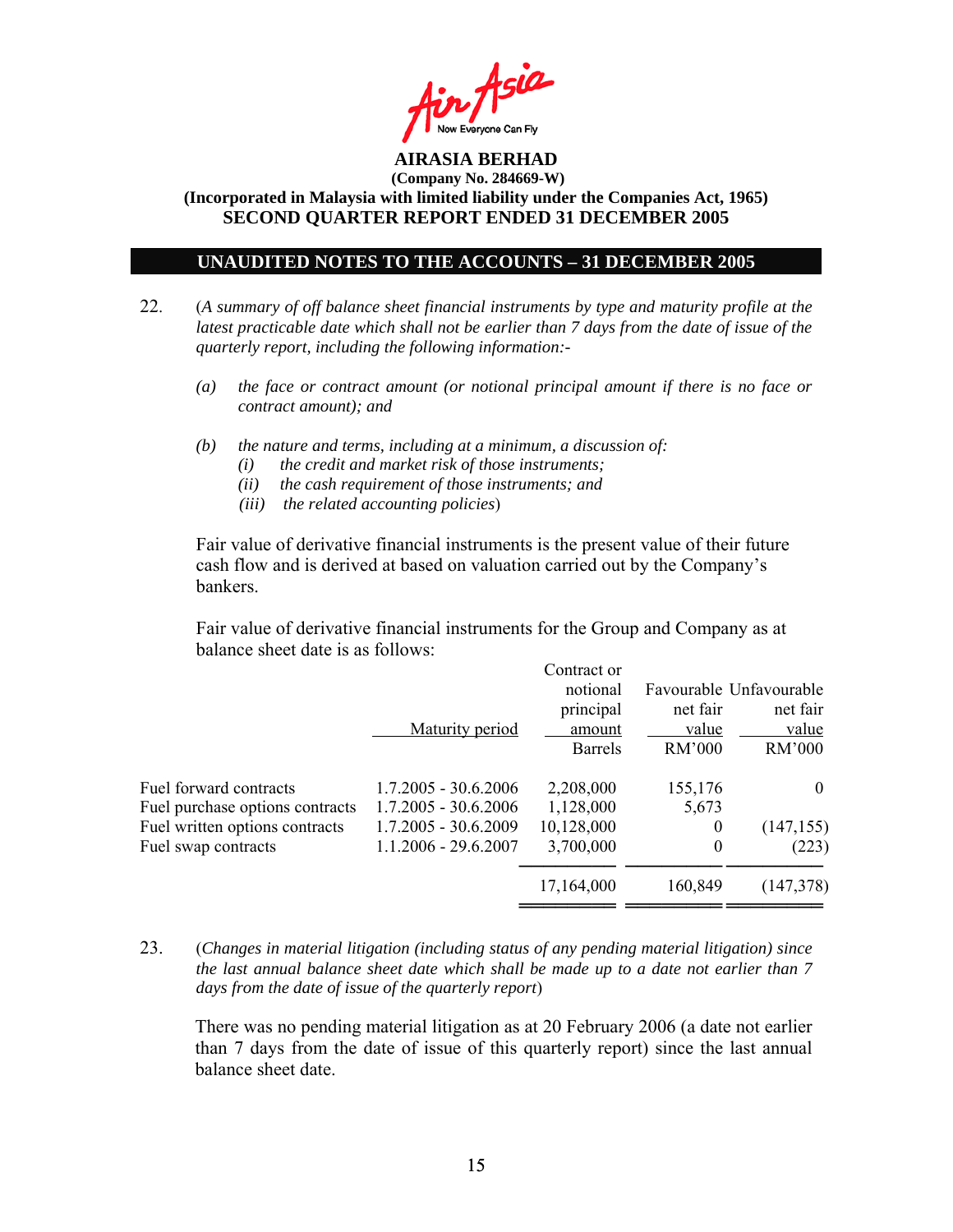**AIRASIA BERHAD**
**(Company No. 284669-W)**
**(Incorporated in Malaysia with limited liability under the Companies Act, 1965)**
**SECOND QUARTER REPORT ENDED 31 DECEMBER 2005**

## UNAUDITED NOTES TO THE ACCOUNTS – 31 DECEMBER 2005

22. (*A summary of off balance sheet financial instruments by type and maturity profile at the latest practicable date which shall not be earlier than 7 days from the date of issue of the quarterly report, including the following information:-*

    *(a) the face or contract amount (or notional principal amount if there is no face or contract amount); and*

    *(b) the nature and terms, including at a minimum, a discussion of:*
    *(i) the credit and market risk of those instruments;*
    *(ii) the cash requirement of those instruments; and*
    *(iii) the related accounting policies*)

    Fair value of derivative financial instruments is the present value of their future cash flow and is derived at based on valuation carried out by the Company's bankers.

    Fair value of derivative financial instruments for the Group and Company as at balance sheet date is as follows:

| | Maturity period | Contract or notional principal amount | Favourable net fair value | Unfavourable net fair value |
|---|---|---|---|---|
| | | Barrels | RM'000 | RM'000 |
| Fuel forward contracts | 1.7.2005 - 30.6.2006 | 2,208,000 | 155,176 | 0 |
| Fuel purchase options contracts | 1.7.2005 - 30.6.2006 | 1,128,000 | 5,673 | |
| Fuel written options contracts | 1.7.2005 - 30.6.2009 | 10,128,000 | 0 | (147,155) |
| Fuel swap contracts | 1.1.2006 - 29.6.2007 | 3,700,000 | 0 | (223) |
| | | 17,164,000 | 160,849 | (147,378) |

23. (*Changes in material litigation (including status of any pending material litigation) since the last annual balance sheet date which shall be made up to a date not earlier than 7 days from the date of issue of the quarterly report*)

    There was no pending material litigation as at 20 February 2006 (a date not earlier than 7 days from the date of issue of this quarterly report) since the last annual balance sheet date.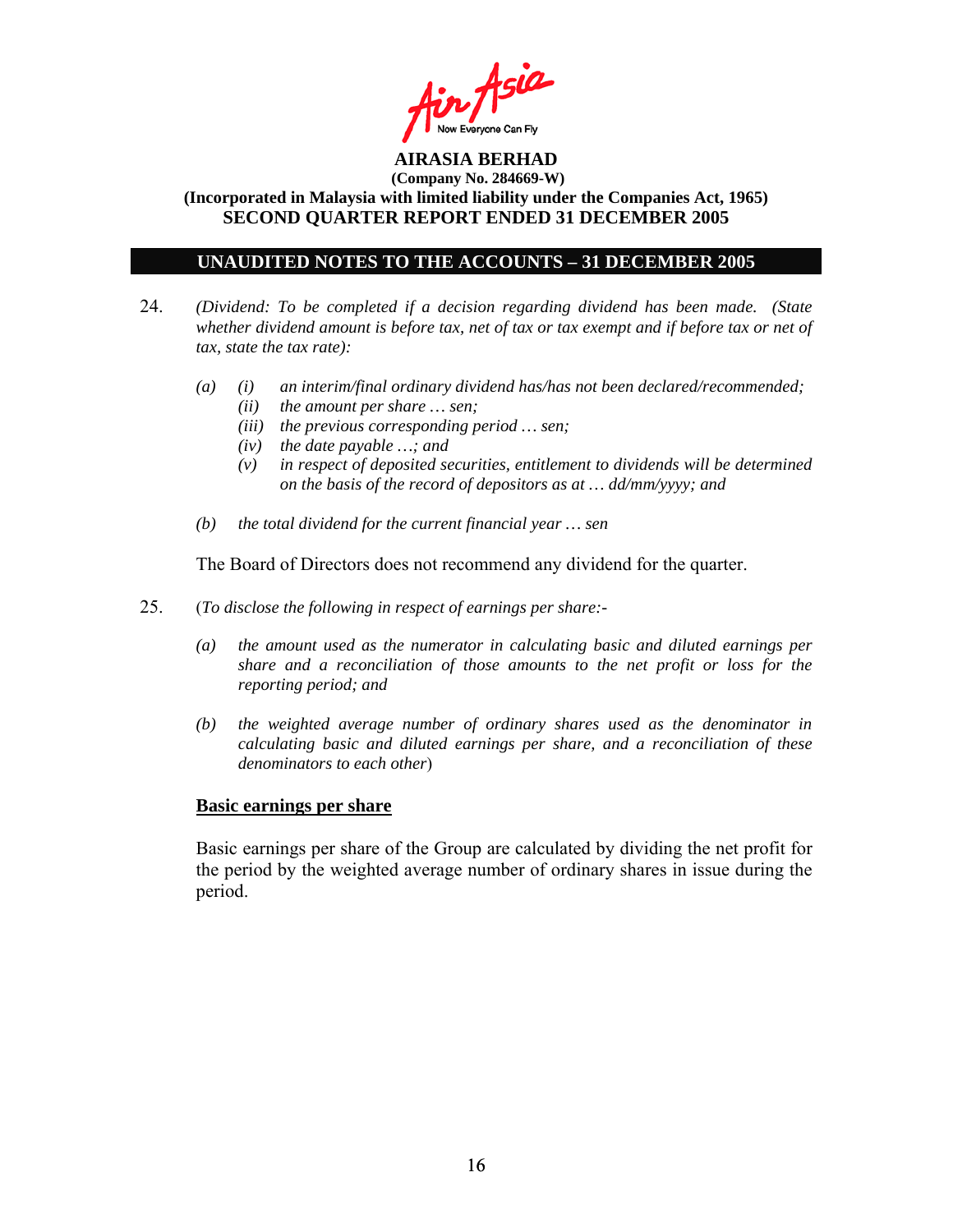**AIRASIA BERHAD**
**(Company No. 284669-W)**
**(Incorporated in Malaysia with limited liability under the Companies Act, 1965)**
**SECOND QUARTER REPORT ENDED 31 DECEMBER 2005**

## UNAUDITED NOTES TO THE ACCOUNTS – 31 DECEMBER 2005

24. *(Dividend: To be completed if a decision regarding dividend has been made. (State whether dividend amount is before tax, net of tax or tax exempt and if before tax or net of tax, state the tax rate):*

   *(a) (i) an interim/final ordinary dividend has/has not been declared/recommended;*
   *(ii) the amount per share … sen;*
   *(iii) the previous corresponding period … sen;*
   *(iv) the date payable …; and*
   *(v) in respect of deposited securities, entitlement to dividends will be determined on the basis of the record of depositors as at … dd/mm/yyyy; and*

   *(b) the total dividend for the current financial year … sen*

   The Board of Directors does not recommend any dividend for the quarter.

25. (*To disclose the following in respect of earnings per share:-*

   *(a) the amount used as the numerator in calculating basic and diluted earnings per share and a reconciliation of those amounts to the net profit or loss for the reporting period; and*

   *(b) the weighted average number of ordinary shares used as the denominator in calculating basic and diluted earnings per share, and a reconciliation of these denominators to each other*)

   **Basic earnings per share**

   Basic earnings per share of the Group are calculated by dividing the net profit for the period by the weighted average number of ordinary shares in issue during the period.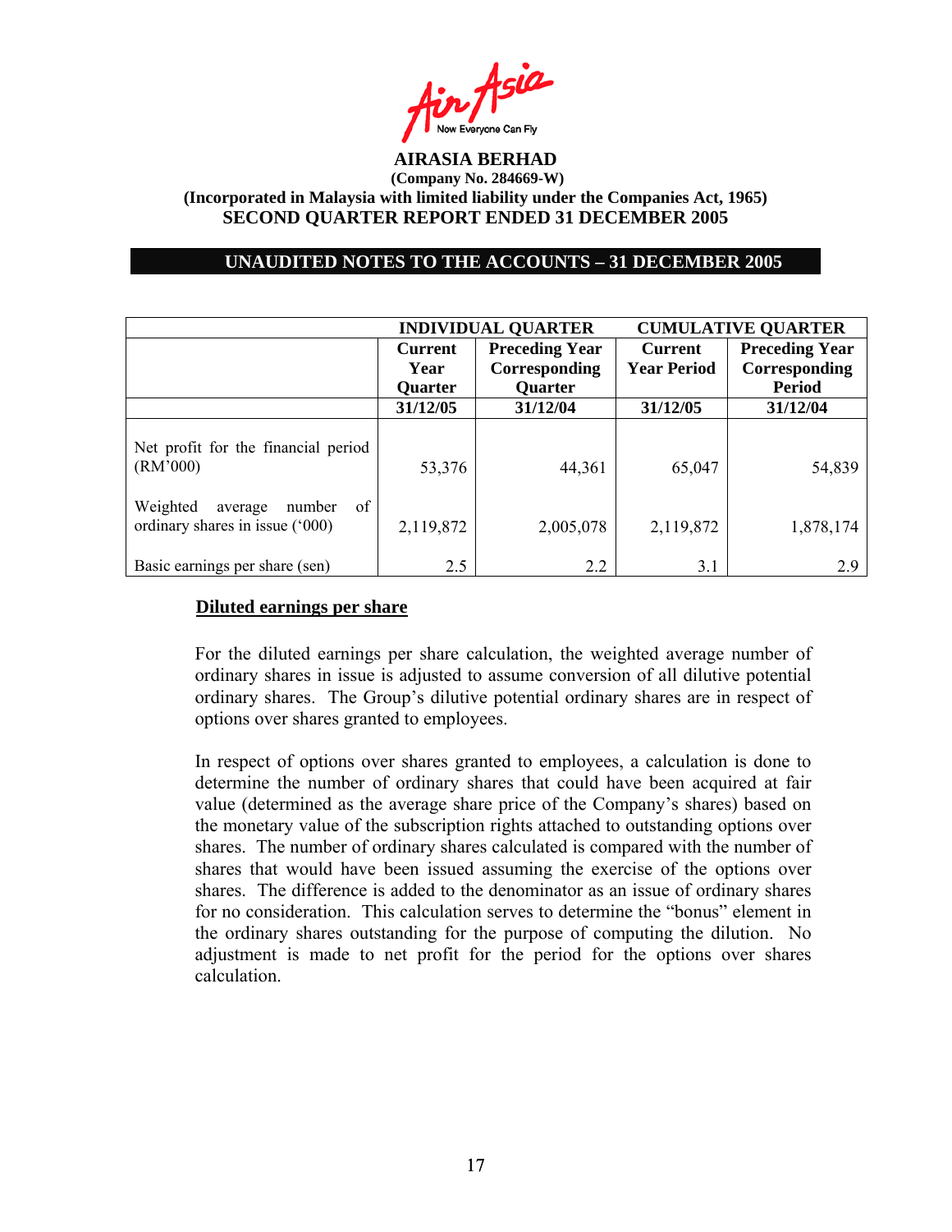**AIRASIA BERHAD**
**(Company No. 284669-W)**
**(Incorporated in Malaysia with limited liability under the Companies Act, 1965)**
**SECOND QUARTER REPORT ENDED 31 DECEMBER 2005**

**UNAUDITED NOTES TO THE ACCOUNTS – 31 DECEMBER 2005**

| | INDIVIDUAL QUARTER | | CUMULATIVE QUARTER | |
|---|---|---|---|---|
| | Current Year Quarter | Preceding Year Corresponding Quarter | Current Year Period | Preceding Year Corresponding Period |
| | 31/12/05 | 31/12/04 | 31/12/05 | 31/12/04 |
| Net profit for the financial period (RM'000) | 53,376 | 44,361 | 65,047 | 54,839 |
| Weighted average number of ordinary shares in issue ('000) | 2,119,872 | 2,005,078 | 2,119,872 | 1,878,174 |
| Basic earnings per share (sen) | 2.5 | 2.2 | 3.1 | 2.9 |

**Diluted earnings per share**

For the diluted earnings per share calculation, the weighted average number of ordinary shares in issue is adjusted to assume conversion of all dilutive potential ordinary shares. The Group's dilutive potential ordinary shares are in respect of options over shares granted to employees.

In respect of options over shares granted to employees, a calculation is done to determine the number of ordinary shares that could have been acquired at fair value (determined as the average share price of the Company's shares) based on the monetary value of the subscription rights attached to outstanding options over shares. The number of ordinary shares calculated is compared with the number of shares that would have been issued assuming the exercise of the options over shares. The difference is added to the denominator as an issue of ordinary shares for no consideration. This calculation serves to determine the "bonus" element in the ordinary shares outstanding for the purpose of computing the dilution. No adjustment is made to net profit for the period for the options over shares calculation.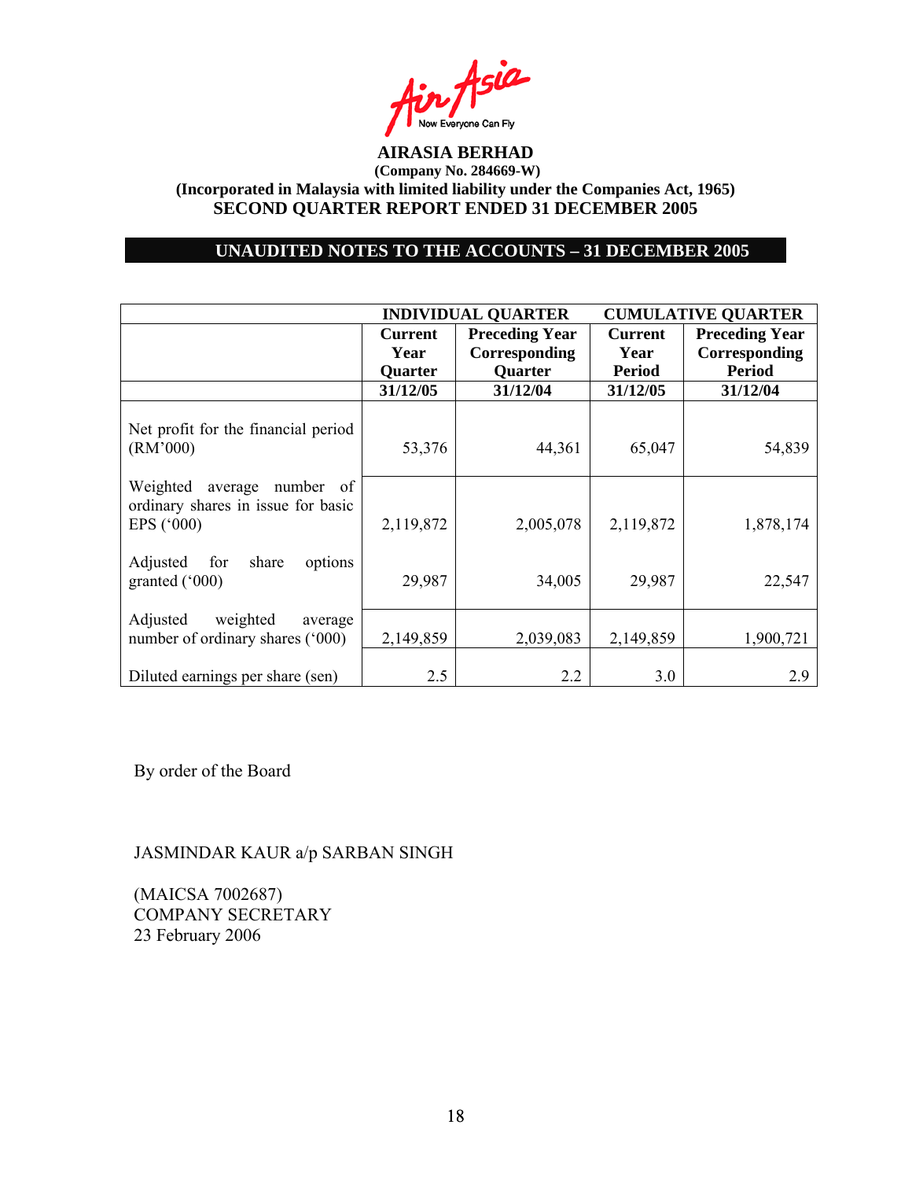**AIRASIA BERHAD**
**(Company No. 284669-W)**
**(Incorporated in Malaysia with limited liability under the Companies Act, 1965)**
**SECOND QUARTER REPORT ENDED 31 DECEMBER 2005**

## UNAUDITED NOTES TO THE ACCOUNTS – 31 DECEMBER 2005

| | INDIVIDUAL QUARTER | | CUMULATIVE QUARTER | |
|---|---|---|---|---|
| | Current Year Quarter | Preceding Year Corresponding Quarter | Current Year Period | Preceding Year Corresponding Period |
| | 31/12/05 | 31/12/04 | 31/12/05 | 31/12/04 |
| Net profit for the financial period (RM'000) | 53,376 | 44,361 | 65,047 | 54,839 |
| Weighted average number of ordinary shares in issue for basic EPS ('000) | 2,119,872 | 2,005,078 | 2,119,872 | 1,878,174 |
| Adjusted for share options granted ('000) | 29,987 | 34,005 | 29,987 | 22,547 |
| Adjusted weighted average number of ordinary shares ('000) | 2,149,859 | 2,039,083 | 2,149,859 | 1,900,721 |
| Diluted earnings per share (sen) | 2.5 | 2.2 | 3.0 | 2.9 |

By order of the Board

JASMINDAR KAUR a/p SARBAN SINGH

(MAICSA 7002687)
COMPANY SECRETARY
23 February 2006